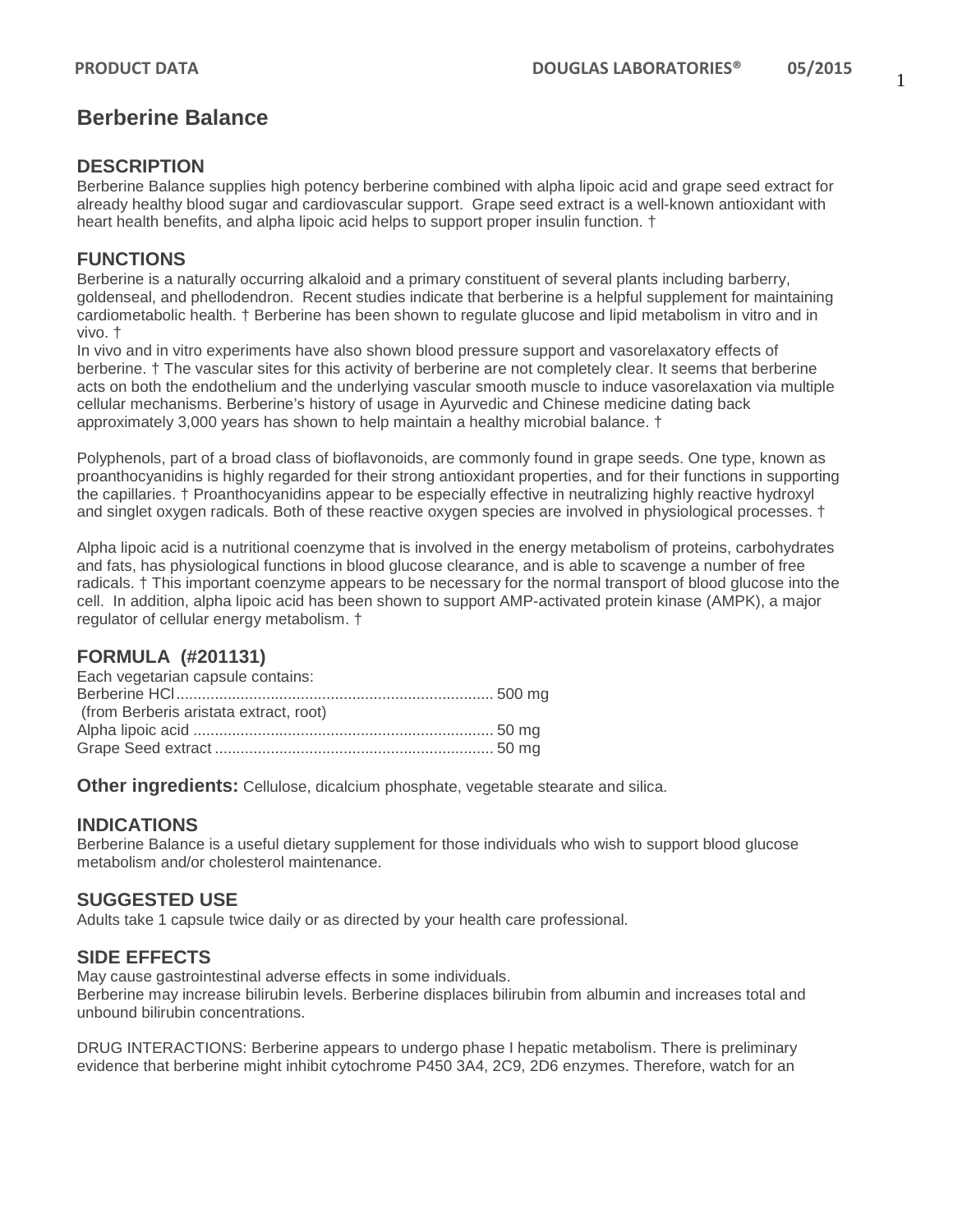# Berberine Balance

## DESCRIPTION

Berberine Balance supplies high potency berberine combined with alpha lipoic acid and grape seed extract for already healthy blood sugar and cardiovascular support. Grape seed extract is a well-known antioxidant with heart health benefits, and alpha lipoic acid helps to support proper insulin function. †

## FUNCTIONS

Berberine is a naturally occurring alkaloid and a primary constituent of several plants including barberry, goldenseal, and phellodendron. Recent studies indicate that berberine is a helpful supplement for maintaining cardiometabolic health. † Berberine has been shown to regulate glucose and lipid metabolism in vitro and in vivo. †

In vivo and in vitro experiments have also shown blood pressure support and vasorelaxatory effects of berberine. † The vascular sites for this activity of berberine are not completely clear. It seems that berberine acts on both the endothelium and the underlying vascular smooth muscle to induce vasorelaxation via multiple cellular mechanisms. Berberine's history of usage in Ayurvedic and Chinese medicine dating back approximately 3,000 years has shown to help maintain a healthy microbial balance. †

Polyphenols, part of a broad class of bioflavonoids, are commonly found in grape seeds. One type, known as proanthocyanidins is highly regarded for their strong antioxidant properties, and for their functions in supporting the capillaries. † Proanthocyanidins appear to be especially effective in neutralizing highly reactive hydroxyl and singlet oxygen radicals. Both of these reactive oxygen species are involved in physiological processes. †

Alpha lipoic acid is a nutritional coenzyme that is involved in the energy metabolism of proteins, carbohydrates and fats, has physiological functions in blood glucose clearance, and is able to scavenge a number of free radicals. † This important coenzyme appears to be necessary for the normal transport of blood glucose into the cell. In addition, alpha lipoic acid has been shown to support AMP-activated protein kinase (AMPK), a major regulator of cellular energy metabolism. †

## FORMULA (#201131)

Each vegetarian capsule contains:

| | |
|---|---|
| Berberine HCl (from Berberis aristata extract, root) | 500 mg |
| Alpha lipoic acid | 50 mg |
| Grape Seed extract | 50 mg |

**Other ingredients:** Cellulose, dicalcium phosphate, vegetable stearate and silica.

## INDICATIONS

Berberine Balance is a useful dietary supplement for those individuals who wish to support blood glucose metabolism and/or cholesterol maintenance.

## SUGGESTED USE

Adults take 1 capsule twice daily or as directed by your health care professional.

## SIDE EFFECTS

May cause gastrointestinal adverse effects in some individuals.
Berberine may increase bilirubin levels. Berberine displaces bilirubin from albumin and increases total and unbound bilirubin concentrations.

DRUG INTERACTIONS: Berberine appears to undergo phase I hepatic metabolism. There is preliminary evidence that berberine might inhibit cytochrome P450 3A4, 2C9, 2D6 enzymes. Therefore, watch for an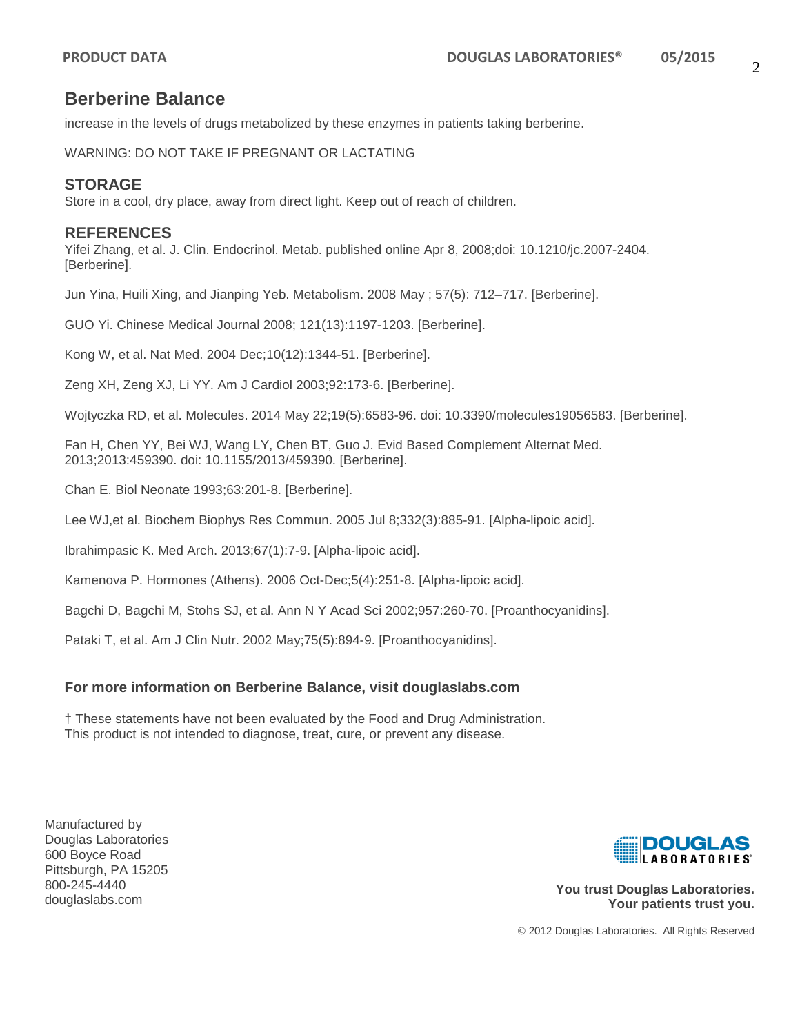## Berberine Balance

increase in the levels of drugs metabolized by these enzymes in patients taking berberine.

WARNING: DO NOT TAKE IF PREGNANT OR LACTATING

### STORAGE

Store in a cool, dry place, away from direct light. Keep out of reach of children.

### REFERENCES

Yifei Zhang, et al. J. Clin. Endocrinol. Metab. published online Apr 8, 2008;doi: 10.1210/jc.2007-2404. [Berberine].

Jun Yina, Huili Xing, and Jianping Yeb. Metabolism. 2008 May ; 57(5): 712–717. [Berberine].

GUO Yi. Chinese Medical Journal 2008; 121(13):1197-1203. [Berberine].

Kong W, et al. Nat Med. 2004 Dec;10(12):1344-51. [Berberine].

Zeng XH, Zeng XJ, Li YY. Am J Cardiol 2003;92:173-6. [Berberine].

Wojtyczka RD, et al. Molecules. 2014 May 22;19(5):6583-96. doi: 10.3390/molecules19056583. [Berberine].

Fan H, Chen YY, Bei WJ, Wang LY, Chen BT, Guo J. Evid Based Complement Alternat Med. 2013;2013:459390. doi: 10.1155/2013/459390. [Berberine].

Chan E. Biol Neonate 1993;63:201-8. [Berberine].

Lee WJ,et al. Biochem Biophys Res Commun. 2005 Jul 8;332(3):885-91. [Alpha-lipoic acid].

Ibrahimpasic K. Med Arch. 2013;67(1):7-9. [Alpha-lipoic acid].

Kamenova P. Hormones (Athens). 2006 Oct-Dec;5(4):251-8. [Alpha-lipoic acid].

Bagchi D, Bagchi M, Stohs SJ, et al. Ann N Y Acad Sci 2002;957:260-70. [Proanthocyanidins].

Pataki T, et al. Am J Clin Nutr. 2002 May;75(5):894-9. [Proanthocyanidins].

**For more information on Berberine Balance, visit douglaslabs.com**

† These statements have not been evaluated by the Food and Drug Administration.
This product is not intended to diagnose, treat, cure, or prevent any disease.

Manufactured by
Douglas Laboratories
600 Boyce Road
Pittsburgh, PA 15205
800-245-4440
douglaslabs.com

DOUGLAS LABORATORIES

**You trust Douglas Laboratories.
Your patients trust you.**

© 2012 Douglas Laboratories. All Rights Reserved